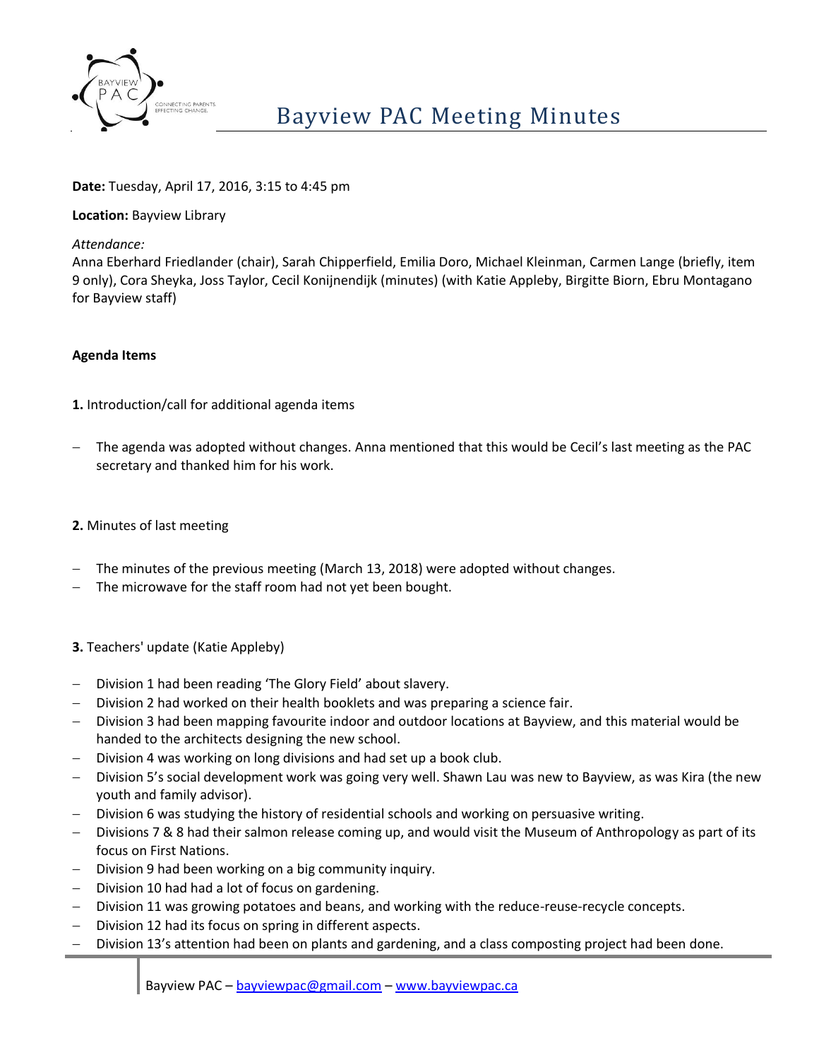# Bayview PAC Meeting Minutes

**Date:** Tuesday, April 17, 2016, 3:15 to 4:45 pm

**Location:** Bayview Library

*Attendance:*
Anna Eberhard Friedlander (chair), Sarah Chipperfield, Emilia Doro, Michael Kleinman, Carmen Lange (briefly, item 9 only), Cora Sheyka, Joss Taylor, Cecil Konijnendijk (minutes) (with Katie Appleby, Birgitte Biorn, Ebru Montagano for Bayview staff)

**Agenda Items**

**1.** Introduction/call for additional agenda items

- The agenda was adopted without changes. Anna mentioned that this would be Cecil's last meeting as the PAC secretary and thanked him for his work.

**2.** Minutes of last meeting

- The minutes of the previous meeting (March 13, 2018) were adopted without changes.
- The microwave for the staff room had not yet been bought.

**3.** Teachers' update (Katie Appleby)

- Division 1 had been reading 'The Glory Field' about slavery.
- Division 2 had worked on their health booklets and was preparing a science fair.
- Division 3 had been mapping favourite indoor and outdoor locations at Bayview, and this material would be handed to the architects designing the new school.
- Division 4 was working on long divisions and had set up a book club.
- Division 5's social development work was going very well. Shawn Lau was new to Bayview, as was Kira (the new youth and family advisor).
- Division 6 was studying the history of residential schools and working on persuasive writing.
- Divisions 7 & 8 had their salmon release coming up, and would visit the Museum of Anthropology as part of its focus on First Nations.
- Division 9 had been working on a big community inquiry.
- Division 10 had had a lot of focus on gardening.
- Division 11 was growing potatoes and beans, and working with the reduce-reuse-recycle concepts.
- Division 12 had its focus on spring in different aspects.
- Division 13's attention had been on plants and gardening, and a class composting project had been done.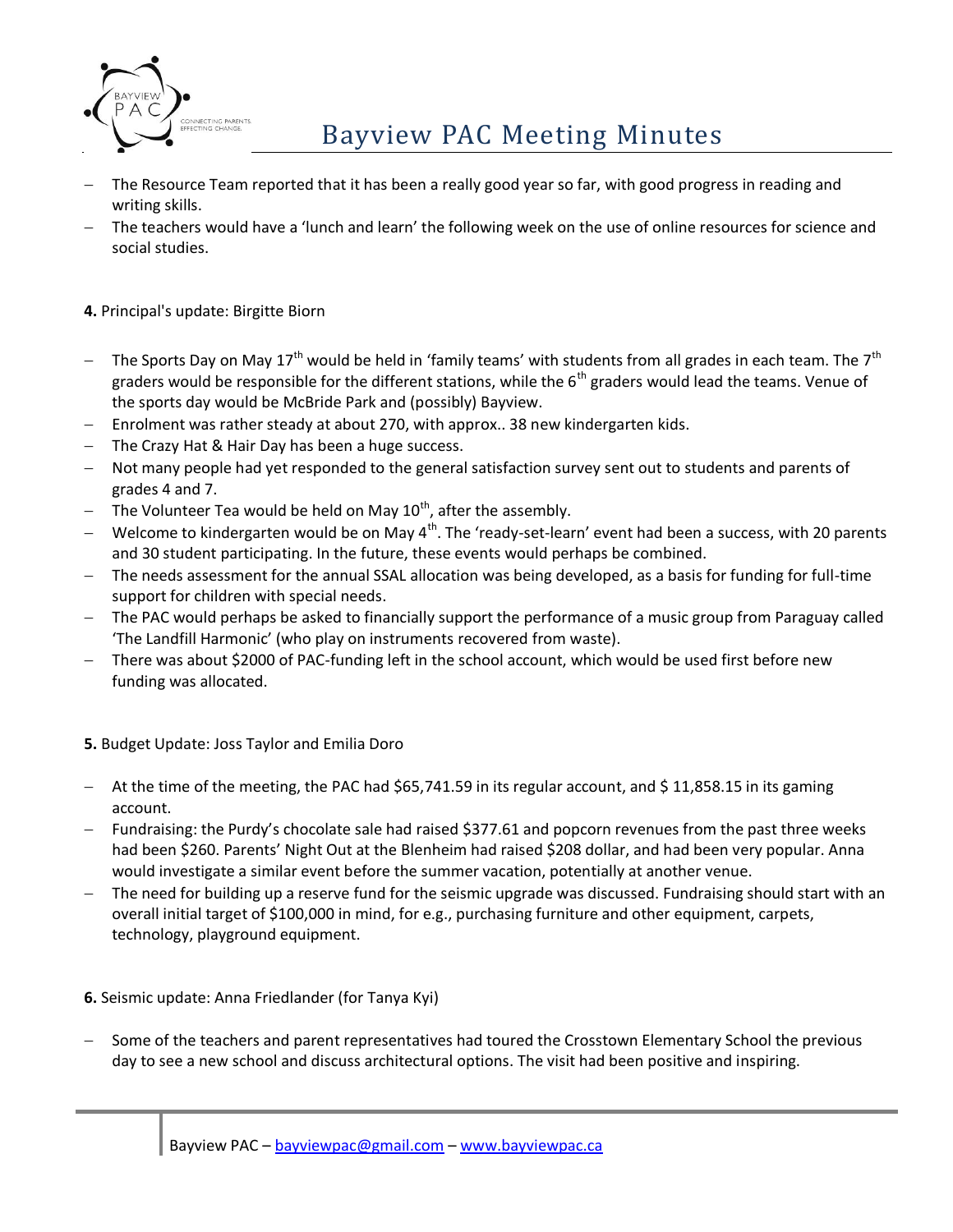- The Resource Team reported that it has been a really good year so far, with good progress in reading and writing skills.
- The teachers would have a 'lunch and learn' the following week on the use of online resources for science and social studies.

**4.** Principal's update: Birgitte Biorn

- The Sports Day on May 17th would be held in 'family teams' with students from all grades in each team. The 7th graders would be responsible for the different stations, while the 6th graders would lead the teams. Venue of the sports day would be McBride Park and (possibly) Bayview.
- Enrolment was rather steady at about 270, with approx.. 38 new kindergarten kids.
- The Crazy Hat & Hair Day has been a huge success.
- Not many people had yet responded to the general satisfaction survey sent out to students and parents of grades 4 and 7.
- The Volunteer Tea would be held on May 10th, after the assembly.
- Welcome to kindergarten would be on May 4th. The 'ready-set-learn' event had been a success, with 20 parents and 30 student participating. In the future, these events would perhaps be combined.
- The needs assessment for the annual SSAL allocation was being developed, as a basis for funding for full-time support for children with special needs.
- The PAC would perhaps be asked to financially support the performance of a music group from Paraguay called 'The Landfill Harmonic' (who play on instruments recovered from waste).
- There was about $2000 of PAC-funding left in the school account, which would be used first before new funding was allocated.

**5.** Budget Update: Joss Taylor and Emilia Doro

- At the time of the meeting, the PAC had $65,741.59 in its regular account, and $ 11,858.15 in its gaming account.
- Fundraising: the Purdy's chocolate sale had raised $377.61 and popcorn revenues from the past three weeks had been $260. Parents' Night Out at the Blenheim had raised $208 dollar, and had been very popular. Anna would investigate a similar event before the summer vacation, potentially at another venue.
- The need for building up a reserve fund for the seismic upgrade was discussed. Fundraising should start with an overall initial target of $100,000 in mind, for e.g., purchasing furniture and other equipment, carpets, technology, playground equipment.

**6.** Seismic update: Anna Friedlander (for Tanya Kyi)

- Some of the teachers and parent representatives had toured the Crosstown Elementary School the previous day to see a new school and discuss architectural options. The visit had been positive and inspiring.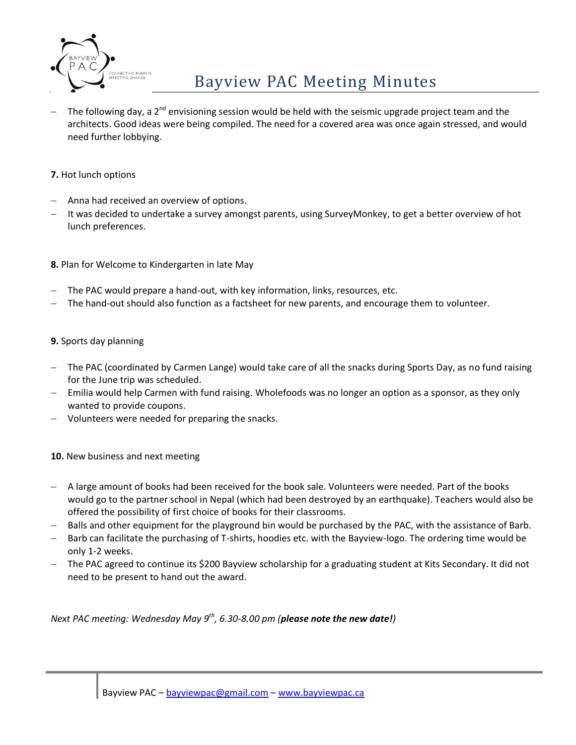- The following day, a 2nd envisioning session would be held with the seismic upgrade project team and the architects. Good ideas were being compiled. The need for a covered area was once again stressed, and would need further lobbying.

**7.** Hot lunch options

- Anna had received an overview of options.
- It was decided to undertake a survey amongst parents, using SurveyMonkey, to get a better overview of hot lunch preferences.

**8.** Plan for Welcome to Kindergarten in late May

- The PAC would prepare a hand-out, with key information, links, resources, etc.
- The hand-out should also function as a factsheet for new parents, and encourage them to volunteer.

**9.** Sports day planning

- The PAC (coordinated by Carmen Lange) would take care of all the snacks during Sports Day, as no fund raising for the June trip was scheduled.
- Emilia would help Carmen with fund raising. Wholefoods was no longer an option as a sponsor, as they only wanted to provide coupons.
- Volunteers were needed for preparing the snacks.

**10.** New business and next meeting

- A large amount of books had been received for the book sale. Volunteers were needed. Part of the books would go to the partner school in Nepal (which had been destroyed by an earthquake). Teachers would also be offered the possibility of first choice of books for their classrooms.
- Balls and other equipment for the playground bin would be purchased by the PAC, with the assistance of Barb.
- Barb can facilitate the purchasing of T-shirts, hoodies etc. with the Bayview-logo. The ordering time would be only 1-2 weeks.
- The PAC agreed to continue its $200 Bayview scholarship for a graduating student at Kits Secondary. It did not need to be present to hand out the award.

*Next PAC meeting: Wednesday May 9th, 6.30-8.00 pm (**please note the new date!**)*